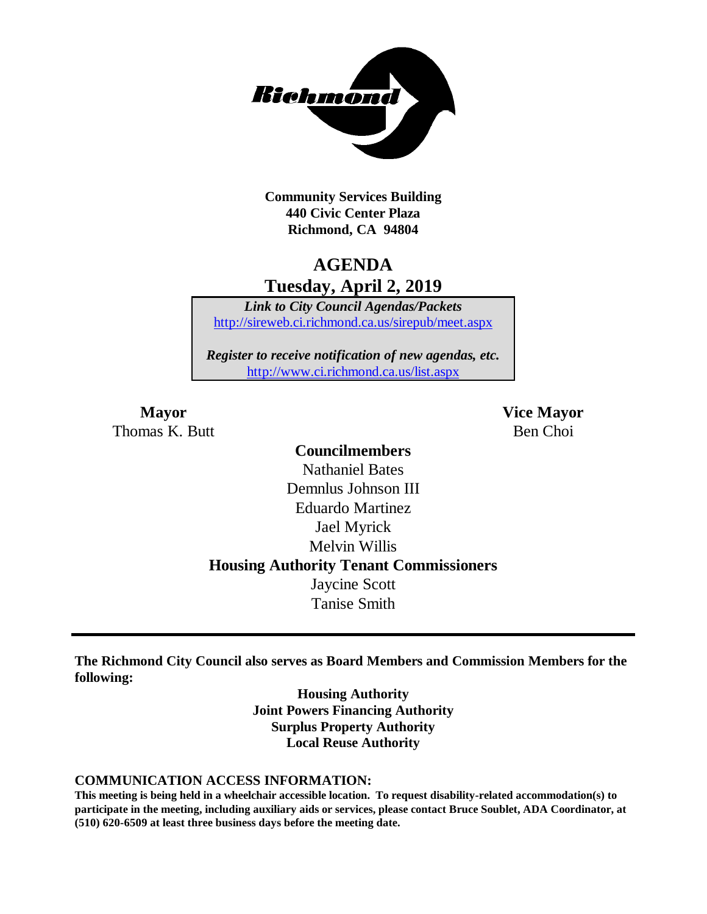**Community Services Building**
**440 Civic Center Plaza**
**Richmond, CA 94804**

# AGENDA
## Tuesday, April 2, 2019

*Link to City Council Agendas/Packets*
http://sireweb.ci.richmond.ca.us/sirepub/meet.aspx

*Register to receive notification of new agendas, etc.*
http://www.ci.richmond.ca.us/list.aspx

**Mayor**
Thomas K. Butt

**Vice Mayor**
Ben Choi

**Councilmembers**
Nathaniel Bates
Demnlus Johnson III
Eduardo Martinez
Jael Myrick
Melvin Willis

**Housing Authority Tenant Commissioners**
Jaycine Scott
Tanise Smith

---

**The Richmond City Council also serves as Board Members and Commission Members for the following:**

**Housing Authority**
**Joint Powers Financing Authority**
**Surplus Property Authority**
**Local Reuse Authority**

**COMMUNICATION ACCESS INFORMATION:**
**This meeting is being held in a wheelchair accessible location. To request disability-related accommodation(s) to participate in the meeting, including auxiliary aids or services, please contact Bruce Soublet, ADA Coordinator, at (510) 620-6509 at least three business days before the meeting date.**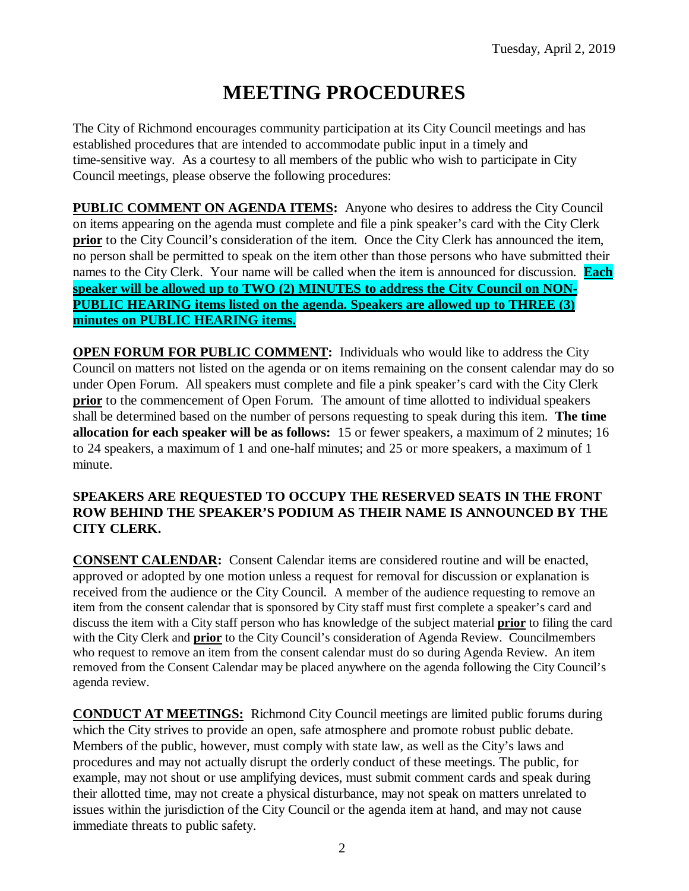Tuesday, April 2, 2019

# MEETING PROCEDURES

The City of Richmond encourages community participation at its City Council meetings and has established procedures that are intended to accommodate public input in a timely and time-sensitive way. As a courtesy to all members of the public who wish to participate in City Council meetings, please observe the following procedures:

**PUBLIC COMMENT ON AGENDA ITEMS:** Anyone who desires to address the City Council on items appearing on the agenda must complete and file a pink speaker's card with the City Clerk **prior** to the City Council's consideration of the item. Once the City Clerk has announced the item, no person shall be permitted to speak on the item other than those persons who have submitted their names to the City Clerk. Your name will be called when the item is announced for discussion. **Each speaker will be allowed up to TWO (2) MINUTES to address the City Council on NON-PUBLIC HEARING items listed on the agenda. Speakers are allowed up to THREE (3) minutes on PUBLIC HEARING items.**

**OPEN FORUM FOR PUBLIC COMMENT:** Individuals who would like to address the City Council on matters not listed on the agenda or on items remaining on the consent calendar may do so under Open Forum. All speakers must complete and file a pink speaker's card with the City Clerk **prior** to the commencement of Open Forum. The amount of time allotted to individual speakers shall be determined based on the number of persons requesting to speak during this item. **The time allocation for each speaker will be as follows:** 15 or fewer speakers, a maximum of 2 minutes; 16 to 24 speakers, a maximum of 1 and one-half minutes; and 25 or more speakers, a maximum of 1 minute.

**SPEAKERS ARE REQUESTED TO OCCUPY THE RESERVED SEATS IN THE FRONT ROW BEHIND THE SPEAKER'S PODIUM AS THEIR NAME IS ANNOUNCED BY THE CITY CLERK.**

**CONSENT CALENDAR:** Consent Calendar items are considered routine and will be enacted, approved or adopted by one motion unless a request for removal for discussion or explanation is received from the audience or the City Council. A member of the audience requesting to remove an item from the consent calendar that is sponsored by City staff must first complete a speaker's card and discuss the item with a City staff person who has knowledge of the subject material **prior** to filing the card with the City Clerk and **prior** to the City Council's consideration of Agenda Review. Councilmembers who request to remove an item from the consent calendar must do so during Agenda Review. An item removed from the Consent Calendar may be placed anywhere on the agenda following the City Council's agenda review.

**CONDUCT AT MEETINGS:** Richmond City Council meetings are limited public forums during which the City strives to provide an open, safe atmosphere and promote robust public debate. Members of the public, however, must comply with state law, as well as the City's laws and procedures and may not actually disrupt the orderly conduct of these meetings. The public, for example, may not shout or use amplifying devices, must submit comment cards and speak during their allotted time, may not create a physical disturbance, may not speak on matters unrelated to issues within the jurisdiction of the City Council or the agenda item at hand, and may not cause immediate threats to public safety.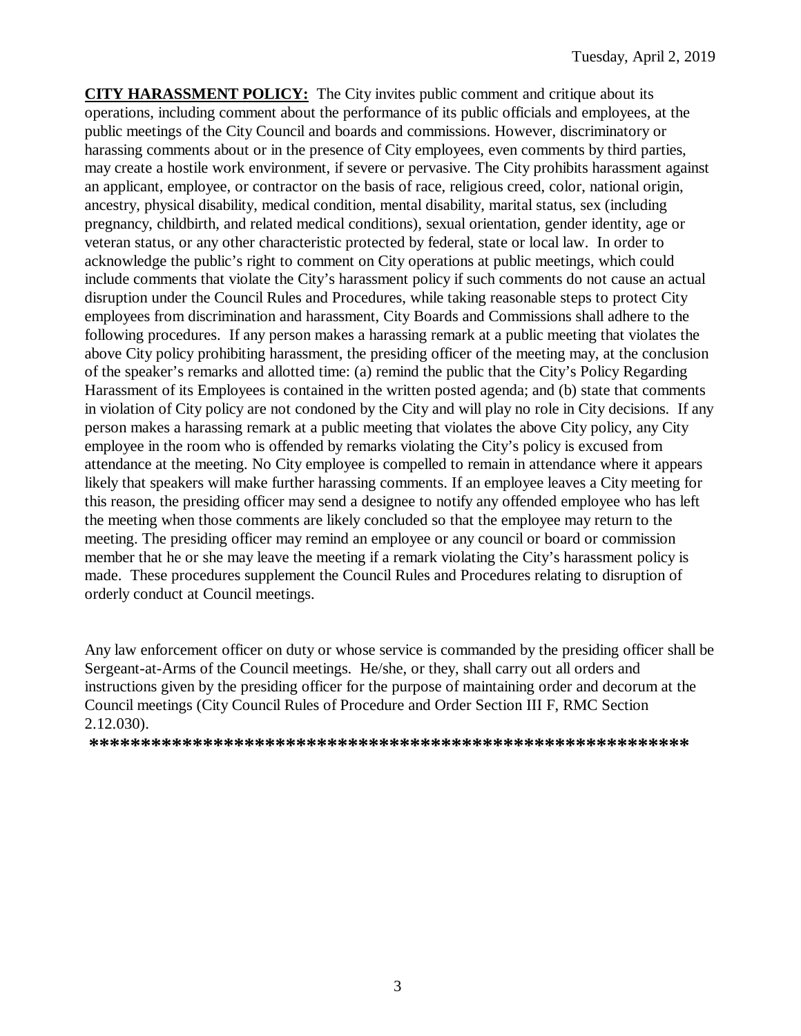**CITY HARASSMENT POLICY:** The City invites public comment and critique about its operations, including comment about the performance of its public officials and employees, at the public meetings of the City Council and boards and commissions. However, discriminatory or harassing comments about or in the presence of City employees, even comments by third parties, may create a hostile work environment, if severe or pervasive. The City prohibits harassment against an applicant, employee, or contractor on the basis of race, religious creed, color, national origin, ancestry, physical disability, medical condition, mental disability, marital status, sex (including pregnancy, childbirth, and related medical conditions), sexual orientation, gender identity, age or veteran status, or any other characteristic protected by federal, state or local law. In order to acknowledge the public's right to comment on City operations at public meetings, which could include comments that violate the City's harassment policy if such comments do not cause an actual disruption under the Council Rules and Procedures, while taking reasonable steps to protect City employees from discrimination and harassment, City Boards and Commissions shall adhere to the following procedures. If any person makes a harassing remark at a public meeting that violates the above City policy prohibiting harassment, the presiding officer of the meeting may, at the conclusion of the speaker's remarks and allotted time: (a) remind the public that the City's Policy Regarding Harassment of its Employees is contained in the written posted agenda; and (b) state that comments in violation of City policy are not condoned by the City and will play no role in City decisions. If any person makes a harassing remark at a public meeting that violates the above City policy, any City employee in the room who is offended by remarks violating the City's policy is excused from attendance at the meeting. No City employee is compelled to remain in attendance where it appears likely that speakers will make further harassing comments. If an employee leaves a City meeting for this reason, the presiding officer may send a designee to notify any offended employee who has left the meeting when those comments are likely concluded so that the employee may return to the meeting. The presiding officer may remind an employee or any council or board or commission member that he or she may leave the meeting if a remark violating the City's harassment policy is made. These procedures supplement the Council Rules and Procedures relating to disruption of orderly conduct at Council meetings.

Any law enforcement officer on duty or whose service is commanded by the presiding officer shall be Sergeant-at-Arms of the Council meetings. He/she, or they, shall carry out all orders and instructions given by the presiding officer for the purpose of maintaining order and decorum at the Council meetings (City Council Rules of Procedure and Order Section III F, RMC Section 2.12.030).

**\*\*\*\*\*\*\*\*\*\*\*\*\*\*\*\*\*\*\*\*\*\*\*\*\*\*\*\*\*\*\*\*\*\*\*\*\*\*\*\*\*\*\*\*\*\*\*\*\*\*\*\*\*\*\*\*\*\*\*\***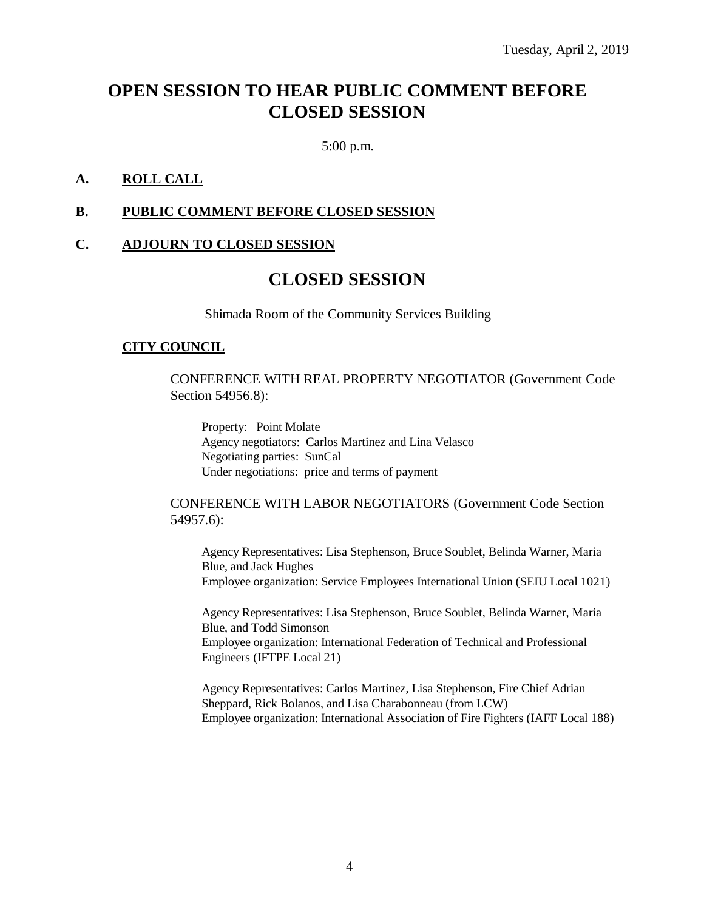Tuesday, April 2, 2019

# OPEN SESSION TO HEAR PUBLIC COMMENT BEFORE CLOSED SESSION

5:00 p.m.

**A. ROLL CALL**

**B. PUBLIC COMMENT BEFORE CLOSED SESSION**

**C. ADJOURN TO CLOSED SESSION**

# CLOSED SESSION

Shimada Room of the Community Services Building

**CITY COUNCIL**

CONFERENCE WITH REAL PROPERTY NEGOTIATOR (Government Code Section 54956.8):

Property: Point Molate
Agency negotiators: Carlos Martinez and Lina Velasco
Negotiating parties: SunCal
Under negotiations: price and terms of payment

CONFERENCE WITH LABOR NEGOTIATORS (Government Code Section 54957.6):

Agency Representatives: Lisa Stephenson, Bruce Soublet, Belinda Warner, Maria Blue, and Jack Hughes
Employee organization: Service Employees International Union (SEIU Local 1021)

Agency Representatives: Lisa Stephenson, Bruce Soublet, Belinda Warner, Maria Blue, and Todd Simonson
Employee organization: International Federation of Technical and Professional Engineers (IFTPE Local 21)

Agency Representatives: Carlos Martinez, Lisa Stephenson, Fire Chief Adrian Sheppard, Rick Bolanos, and Lisa Charabonneau (from LCW)
Employee organization: International Association of Fire Fighters (IAFF Local 188)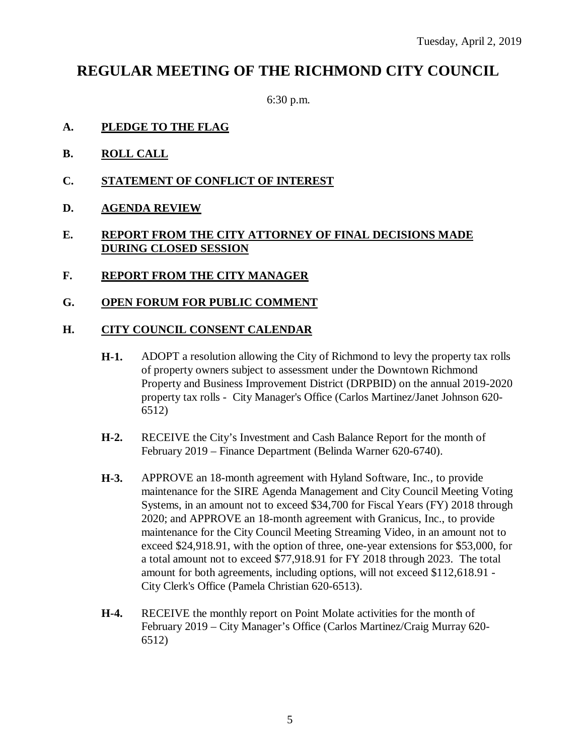Tuesday, April 2, 2019

# REGULAR MEETING OF THE RICHMOND CITY COUNCIL

6:30 p.m.

**A. PLEDGE TO THE FLAG**

**B. ROLL CALL**

**C. STATEMENT OF CONFLICT OF INTEREST**

**D. AGENDA REVIEW**

**E. REPORT FROM THE CITY ATTORNEY OF FINAL DECISIONS MADE DURING CLOSED SESSION**

**F. REPORT FROM THE CITY MANAGER**

**G. OPEN FORUM FOR PUBLIC COMMENT**

**H. CITY COUNCIL CONSENT CALENDAR**

**H-1.** ADOPT a resolution allowing the City of Richmond to levy the property tax rolls of property owners subject to assessment under the Downtown Richmond Property and Business Improvement District (DRPBID) on the annual 2019-2020 property tax rolls - City Manager's Office (Carlos Martinez/Janet Johnson 620-6512)

**H-2.** RECEIVE the City's Investment and Cash Balance Report for the month of February 2019 – Finance Department (Belinda Warner 620-6740).

**H-3.** APPROVE an 18-month agreement with Hyland Software, Inc., to provide maintenance for the SIRE Agenda Management and City Council Meeting Voting Systems, in an amount not to exceed $34,700 for Fiscal Years (FY) 2018 through 2020; and APPROVE an 18-month agreement with Granicus, Inc., to provide maintenance for the City Council Meeting Streaming Video, in an amount not to exceed $24,918.91, with the option of three, one-year extensions for $53,000, for a total amount not to exceed $77,918.91 for FY 2018 through 2023. The total amount for both agreements, including options, will not exceed $112,618.91 - City Clerk's Office (Pamela Christian 620-6513).

**H-4.** RECEIVE the monthly report on Point Molate activities for the month of February 2019 – City Manager's Office (Carlos Martinez/Craig Murray 620-6512)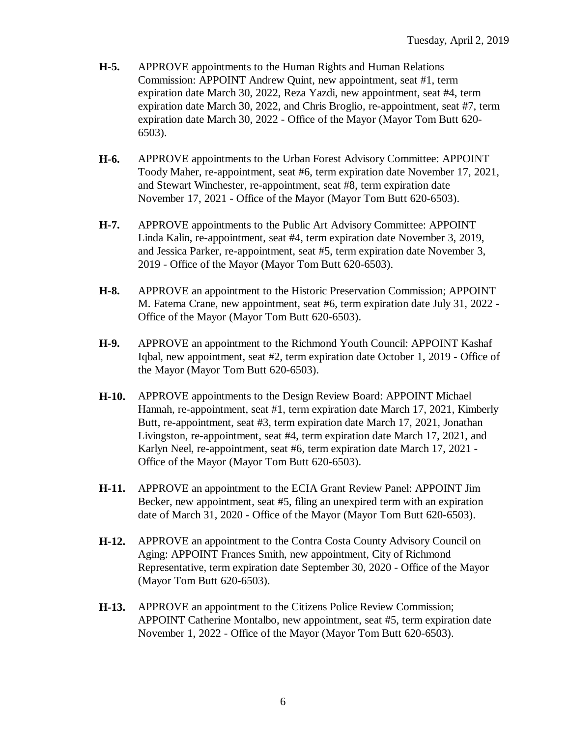**H-5.** APPROVE appointments to the Human Rights and Human Relations Commission: APPOINT Andrew Quint, new appointment, seat #1, term expiration date March 30, 2022, Reza Yazdi, new appointment, seat #4, term expiration date March 30, 2022, and Chris Broglio, re-appointment, seat #7, term expiration date March 30, 2022 - Office of the Mayor (Mayor Tom Butt 620-6503).

**H-6.** APPROVE appointments to the Urban Forest Advisory Committee: APPOINT Toody Maher, re-appointment, seat #6, term expiration date November 17, 2021, and Stewart Winchester, re-appointment, seat #8, term expiration date November 17, 2021 - Office of the Mayor (Mayor Tom Butt 620-6503).

**H-7.** APPROVE appointments to the Public Art Advisory Committee: APPOINT Linda Kalin, re-appointment, seat #4, term expiration date November 3, 2019, and Jessica Parker, re-appointment, seat #5, term expiration date November 3, 2019 - Office of the Mayor (Mayor Tom Butt 620-6503).

**H-8.** APPROVE an appointment to the Historic Preservation Commission; APPOINT M. Fatema Crane, new appointment, seat #6, term expiration date July 31, 2022 - Office of the Mayor (Mayor Tom Butt 620-6503).

**H-9.** APPROVE an appointment to the Richmond Youth Council: APPOINT Kashaf Iqbal, new appointment, seat #2, term expiration date October 1, 2019 - Office of the Mayor (Mayor Tom Butt 620-6503).

**H-10.** APPROVE appointments to the Design Review Board: APPOINT Michael Hannah, re-appointment, seat #1, term expiration date March 17, 2021, Kimberly Butt, re-appointment, seat #3, term expiration date March 17, 2021, Jonathan Livingston, re-appointment, seat #4, term expiration date March 17, 2021, and Karlyn Neel, re-appointment, seat #6, term expiration date March 17, 2021 - Office of the Mayor (Mayor Tom Butt 620-6503).

**H-11.** APPROVE an appointment to the ECIA Grant Review Panel: APPOINT Jim Becker, new appointment, seat #5, filing an unexpired term with an expiration date of March 31, 2020 - Office of the Mayor (Mayor Tom Butt 620-6503).

**H-12.** APPROVE an appointment to the Contra Costa County Advisory Council on Aging: APPOINT Frances Smith, new appointment, City of Richmond Representative, term expiration date September 30, 2020 - Office of the Mayor (Mayor Tom Butt 620-6503).

**H-13.** APPROVE an appointment to the Citizens Police Review Commission; APPOINT Catherine Montalbo, new appointment, seat #5, term expiration date November 1, 2022 - Office of the Mayor (Mayor Tom Butt 620-6503).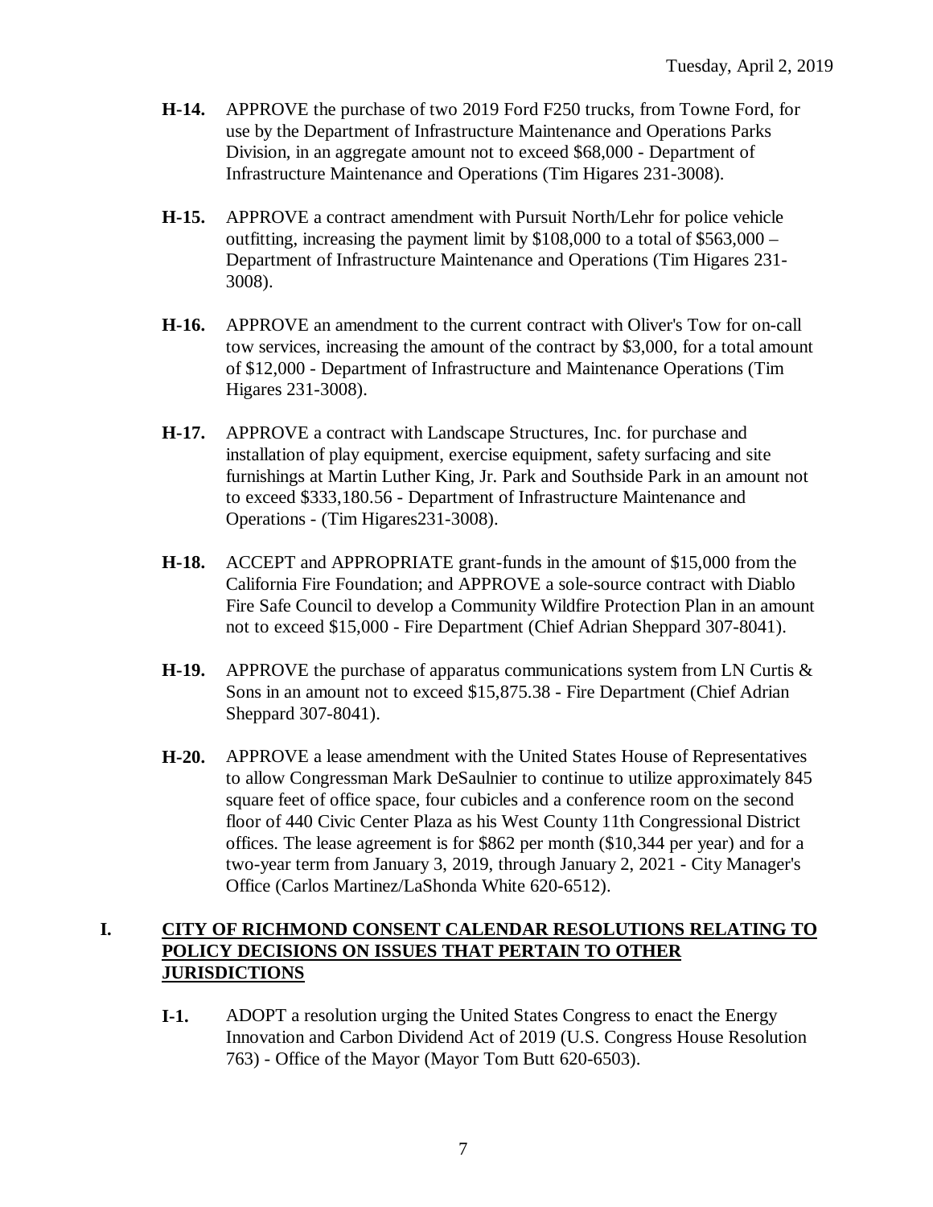- **H-14.** APPROVE the purchase of two 2019 Ford F250 trucks, from Towne Ford, for use by the Department of Infrastructure Maintenance and Operations Parks Division, in an aggregate amount not to exceed $68,000 - Department of Infrastructure Maintenance and Operations (Tim Higares 231-3008).

- **H-15.** APPROVE a contract amendment with Pursuit North/Lehr for police vehicle outfitting, increasing the payment limit by $108,000 to a total of $563,000 – Department of Infrastructure Maintenance and Operations (Tim Higares 231-3008).

- **H-16.** APPROVE an amendment to the current contract with Oliver's Tow for on-call tow services, increasing the amount of the contract by $3,000, for a total amount of $12,000 - Department of Infrastructure and Maintenance Operations (Tim Higares 231-3008).

- **H-17.** APPROVE a contract with Landscape Structures, Inc. for purchase and installation of play equipment, exercise equipment, safety surfacing and site furnishings at Martin Luther King, Jr. Park and Southside Park in an amount not to exceed $333,180.56 - Department of Infrastructure Maintenance and Operations - (Tim Higares231-3008).

- **H-18.** ACCEPT and APPROPRIATE grant-funds in the amount of $15,000 from the California Fire Foundation; and APPROVE a sole-source contract with Diablo Fire Safe Council to develop a Community Wildfire Protection Plan in an amount not to exceed $15,000 - Fire Department (Chief Adrian Sheppard 307-8041).

- **H-19.** APPROVE the purchase of apparatus communications system from LN Curtis & Sons in an amount not to exceed $15,875.38 - Fire Department (Chief Adrian Sheppard 307-8041).

- **H-20.** APPROVE a lease amendment with the United States House of Representatives to allow Congressman Mark DeSaulnier to continue to utilize approximately 845 square feet of office space, four cubicles and a conference room on the second floor of 440 Civic Center Plaza as his West County 11th Congressional District offices. The lease agreement is for $862 per month ($10,344 per year) and for a two-year term from January 3, 2019, through January 2, 2021 - City Manager's Office (Carlos Martinez/LaShonda White 620-6512).

## I. CITY OF RICHMOND CONSENT CALENDAR RESOLUTIONS RELATING TO POLICY DECISIONS ON ISSUES THAT PERTAIN TO OTHER JURISDICTIONS

- **I-1.** ADOPT a resolution urging the United States Congress to enact the Energy Innovation and Carbon Dividend Act of 2019 (U.S. Congress House Resolution 763) - Office of the Mayor (Mayor Tom Butt 620-6503).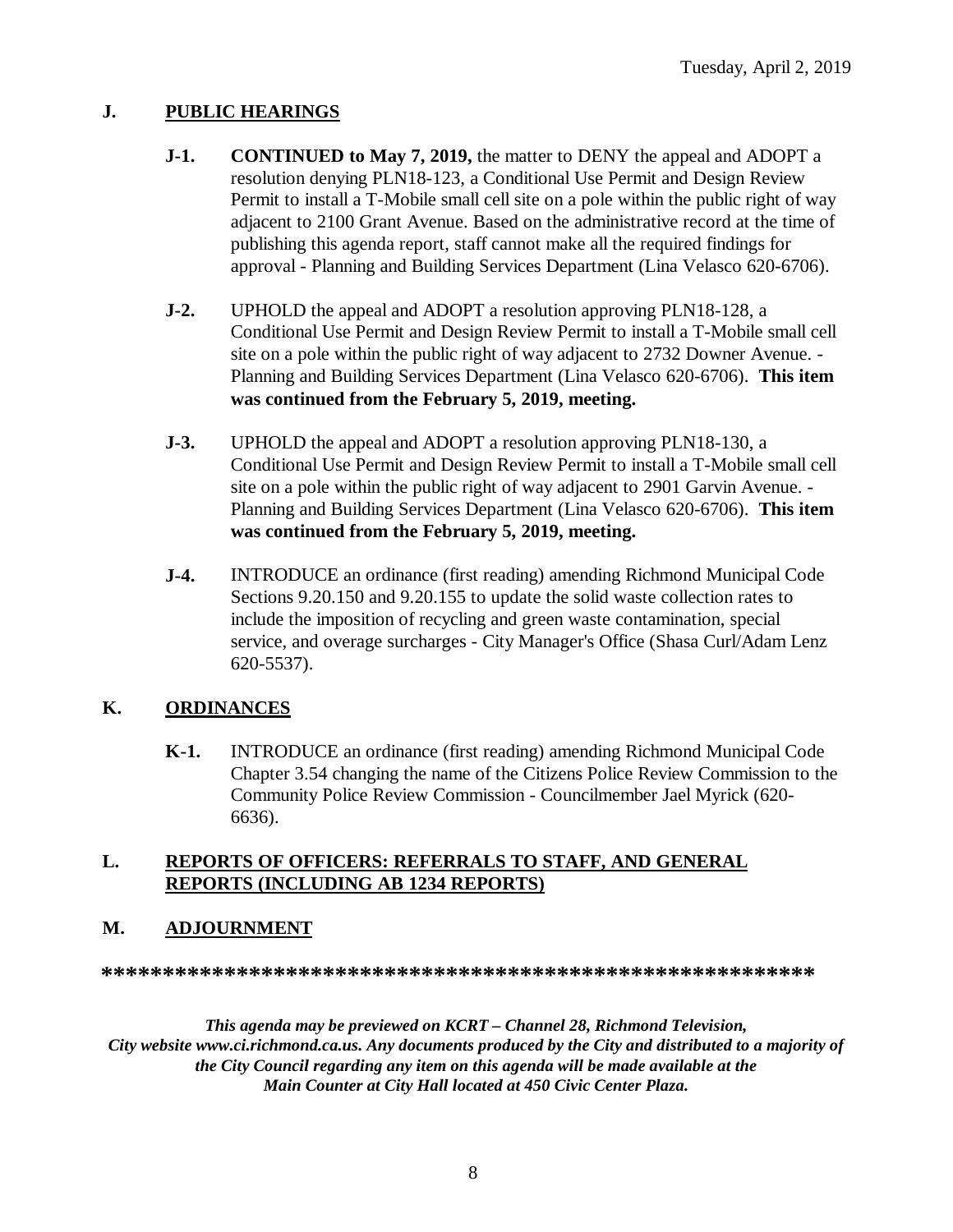## J. PUBLIC HEARINGS

**J-1.** **CONTINUED to May 7, 2019,** the matter to DENY the appeal and ADOPT a resolution denying PLN18-123, a Conditional Use Permit and Design Review Permit to install a T-Mobile small cell site on a pole within the public right of way adjacent to 2100 Grant Avenue. Based on the administrative record at the time of publishing this agenda report, staff cannot make all the required findings for approval - Planning and Building Services Department (Lina Velasco 620-6706).

**J-2.** UPHOLD the appeal and ADOPT a resolution approving PLN18-128, a Conditional Use Permit and Design Review Permit to install a T-Mobile small cell site on a pole within the public right of way adjacent to 2732 Downer Avenue. - Planning and Building Services Department (Lina Velasco 620-6706). **This item was continued from the February 5, 2019, meeting.**

**J-3.** UPHOLD the appeal and ADOPT a resolution approving PLN18-130, a Conditional Use Permit and Design Review Permit to install a T-Mobile small cell site on a pole within the public right of way adjacent to 2901 Garvin Avenue. - Planning and Building Services Department (Lina Velasco 620-6706). **This item was continued from the February 5, 2019, meeting.**

**J-4.** INTRODUCE an ordinance (first reading) amending Richmond Municipal Code Sections 9.20.150 and 9.20.155 to update the solid waste collection rates to include the imposition of recycling and green waste contamination, special service, and overage surcharges - City Manager's Office (Shasa Curl/Adam Lenz 620-5537).

## K. ORDINANCES

**K-1.** INTRODUCE an ordinance (first reading) amending Richmond Municipal Code Chapter 3.54 changing the name of the Citizens Police Review Commission to the Community Police Review Commission - Councilmember Jael Myrick (620-6636).

## L. REPORTS OF OFFICERS: REFERRALS TO STAFF, AND GENERAL REPORTS (INCLUDING AB 1234 REPORTS)

## M. ADJOURNMENT

**************************************************************

***This agenda may be previewed on KCRT – Channel 28, Richmond Television, City website www.ci.richmond.ca.us. Any documents produced by the City and distributed to a majority of the City Council regarding any item on this agenda will be made available at the Main Counter at City Hall located at 450 Civic Center Plaza.***